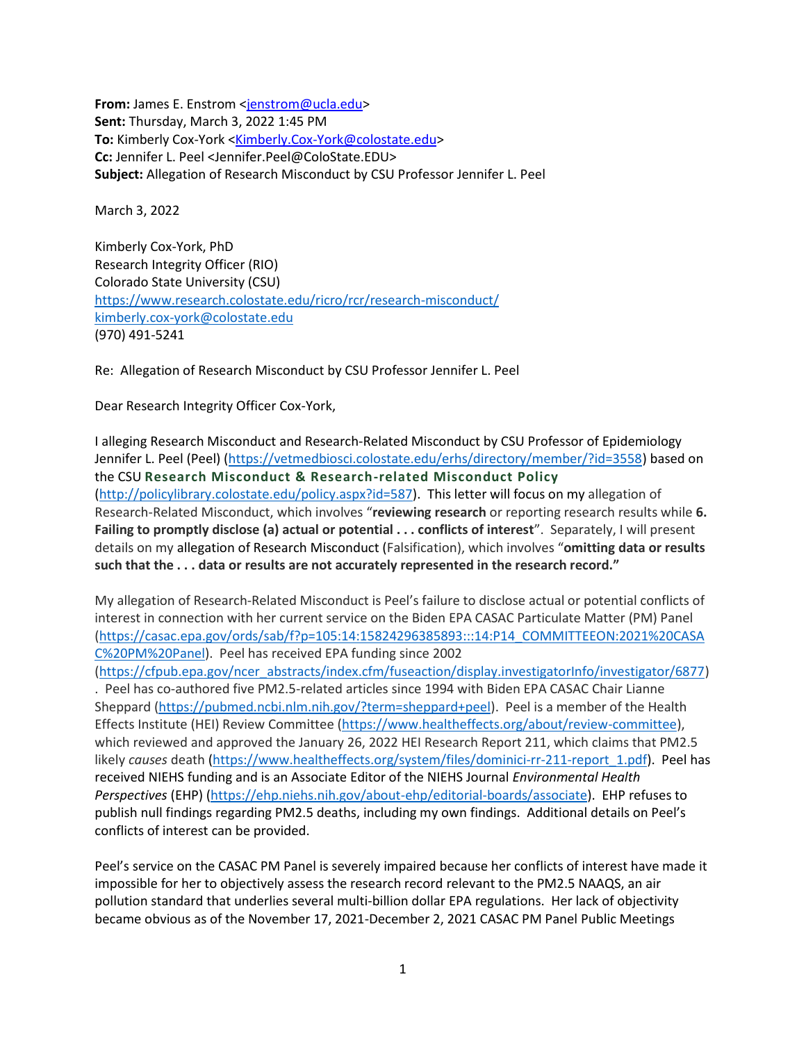**From:** James E. Enstrom <jenstrom@ucla.edu>
**Sent:** Thursday, March 3, 2022 1:45 PM
**To:** Kimberly Cox-York <Kimberly.Cox-York@colostate.edu>
**Cc:** Jennifer L. Peel <Jennifer.Peel@ColoState.EDU>
**Subject:** Allegation of Research Misconduct by CSU Professor Jennifer L. Peel

March 3, 2022

Kimberly Cox-York, PhD
Research Integrity Officer (RIO)
Colorado State University (CSU)
https://www.research.colostate.edu/ricro/rcr/research-misconduct/
kimberly.cox-york@colostate.edu
(970) 491-5241

Re: Allegation of Research Misconduct by CSU Professor Jennifer L. Peel

Dear Research Integrity Officer Cox-York,

I alleging Research Misconduct and Research-Related Misconduct by CSU Professor of Epidemiology Jennifer L. Peel (Peel) (https://vetmedbiosci.colostate.edu/erhs/directory/member/?id=3558) based on the CSU **Research Misconduct & Research-related Misconduct Policy** (http://policylibrary.colostate.edu/policy.aspx?id=587). This letter will focus on my allegation of Research-Related Misconduct, which involves "**reviewing research** or reporting research results while **6. Failing to promptly disclose (a) actual or potential . . . conflicts of interest**". Separately, I will present details on my allegation of Research Misconduct (Falsification), which involves "**omitting data or results such that the . . . data or results are not accurately represented in the research record.**"

My allegation of Research-Related Misconduct is Peel's failure to disclose actual or potential conflicts of interest in connection with her current service on the Biden EPA CASAC Particulate Matter (PM) Panel (https://casac.epa.gov/ords/sab/f?p=105:14:15824296385893:::14:P14_COMMITTEEON:2021%20CASAC%20PM%20Panel). Peel has received EPA funding since 2002 (https://cfpub.epa.gov/ncer_abstracts/index.cfm/fuseaction/display.investigatorInfo/investigator/6877). Peel has co-authored five PM2.5-related articles since 1994 with Biden EPA CASAC Chair Lianne Sheppard (https://pubmed.ncbi.nlm.nih.gov/?term=sheppard+peel). Peel is a member of the Health Effects Institute (HEI) Review Committee (https://www.healtheffects.org/about/review-committee), which reviewed and approved the January 26, 2022 HEI Research Report 211, which claims that PM2.5 likely *causes* death (https://www.healtheffects.org/system/files/dominici-rr-211-report_1.pdf). Peel has received NIEHS funding and is an Associate Editor of the NIEHS Journal *Environmental Health Perspectives* (EHP) (https://ehp.niehs.nih.gov/about-ehp/editorial-boards/associate). EHP refuses to publish null findings regarding PM2.5 deaths, including my own findings. Additional details on Peel's conflicts of interest can be provided.

Peel's service on the CASAC PM Panel is severely impaired because her conflicts of interest have made it impossible for her to objectively assess the research record relevant to the PM2.5 NAAQS, an air pollution standard that underlies several multi-billion dollar EPA regulations. Her lack of objectivity became obvious as of the November 17, 2021-December 2, 2021 CASAC PM Panel Public Meetings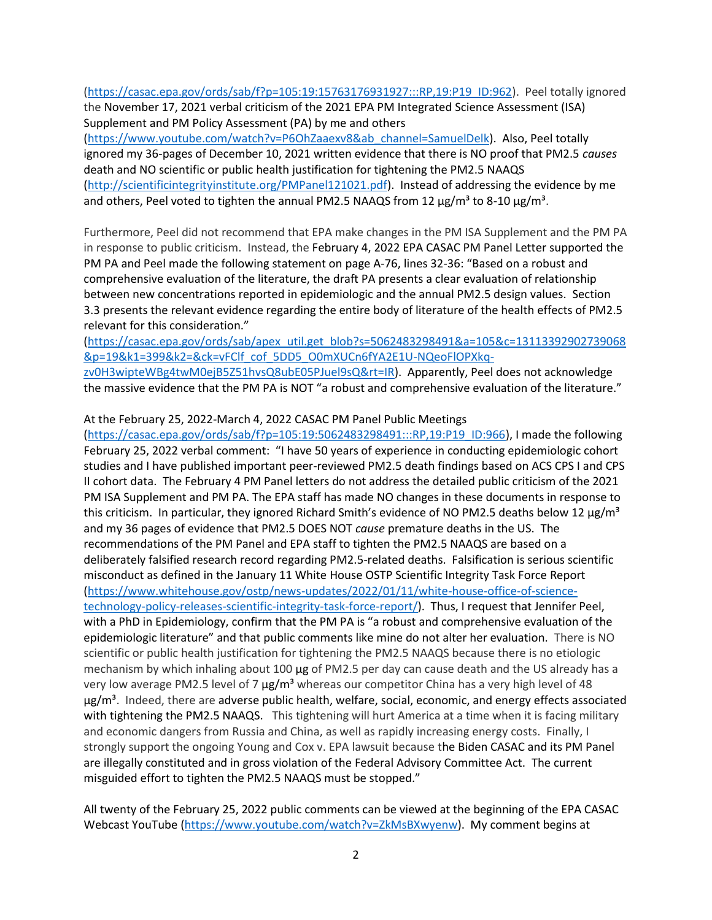(https://casac.epa.gov/ords/sab/f?p=105:19:15763176931927:::RP,19:P19_ID:962). Peel totally ignored the November 17, 2021 verbal criticism of the 2021 EPA PM Integrated Science Assessment (ISA) Supplement and PM Policy Assessment (PA) by me and others (https://www.youtube.com/watch?v=P6OhZaaexv8&ab_channel=SamuelDelk). Also, Peel totally ignored my 36-pages of December 10, 2021 written evidence that there is NO proof that PM2.5 *causes* death and NO scientific or public health justification for tightening the PM2.5 NAAQS (http://scientificintegrityinstitute.org/PMPanel121021.pdf). Instead of addressing the evidence by me and others, Peel voted to tighten the annual PM2.5 NAAQS from 12 μg/m³ to 8-10 μg/m³.

Furthermore, Peel did not recommend that EPA make changes in the PM ISA Supplement and the PM PA in response to public criticism. Instead, the February 4, 2022 EPA CASAC PM Panel Letter supported the PM PA and Peel made the following statement on page A-76, lines 32-36: "Based on a robust and comprehensive evaluation of the literature, the draft PA presents a clear evaluation of relationship between new concentrations reported in epidemiologic and the annual PM2.5 design values. Section 3.3 presents the relevant evidence regarding the entire body of literature of the health effects of PM2.5 relevant for this consideration." (https://casac.epa.gov/ords/sab/apex_util.get_blob?s=5062483298491&a=105&c=13113392902739068&p=19&k1=399&k2=&ck=vFClf_cof_5DD5_O0mXUCn6fYA2E1U-NQeoFlOPXkq-zv0H3wipteWBg4twM0ejB5Z51hvsQ8ubE05PJuel9sQ&rt=IR). Apparently, Peel does not acknowledge the massive evidence that the PM PA is NOT "a robust and comprehensive evaluation of the literature."

At the February 25, 2022-March 4, 2022 CASAC PM Panel Public Meetings (https://casac.epa.gov/ords/sab/f?p=105:19:5062483298491:::RP,19:P19_ID:966), I made the following February 25, 2022 verbal comment: "I have 50 years of experience in conducting epidemiologic cohort studies and I have published important peer-reviewed PM2.5 death findings based on ACS CPS I and CPS II cohort data. The February 4 PM Panel letters do not address the detailed public criticism of the 2021 PM ISA Supplement and PM PA. The EPA staff has made NO changes in these documents in response to this criticism. In particular, they ignored Richard Smith's evidence of NO PM2.5 deaths below 12 μg/m³ and my 36 pages of evidence that PM2.5 DOES NOT *cause* premature deaths in the US. The recommendations of the PM Panel and EPA staff to tighten the PM2.5 NAAQS are based on a deliberately falsified research record regarding PM2.5-related deaths. Falsification is serious scientific misconduct as defined in the January 11 White House OSTP Scientific Integrity Task Force Report (https://www.whitehouse.gov/ostp/news-updates/2022/01/11/white-house-office-of-science-technology-policy-releases-scientific-integrity-task-force-report/). Thus, I request that Jennifer Peel, with a PhD in Epidemiology, confirm that the PM PA is "a robust and comprehensive evaluation of the epidemiologic literature" and that public comments like mine do not alter her evaluation. There is NO scientific or public health justification for tightening the PM2.5 NAAQS because there is no etiologic mechanism by which inhaling about 100 μg of PM2.5 per day can cause death and the US already has a very low average PM2.5 level of 7 μg/m³ whereas our competitor China has a very high level of 48 μg/m³. Indeed, there are adverse public health, welfare, social, economic, and energy effects associated with tightening the PM2.5 NAAQS. This tightening will hurt America at a time when it is facing military and economic dangers from Russia and China, as well as rapidly increasing energy costs. Finally, I strongly support the ongoing Young and Cox v. EPA lawsuit because the Biden CASAC and its PM Panel are illegally constituted and in gross violation of the Federal Advisory Committee Act. The current misguided effort to tighten the PM2.5 NAAQS must be stopped."

All twenty of the February 25, 2022 public comments can be viewed at the beginning of the EPA CASAC Webcast YouTube (https://www.youtube.com/watch?v=ZkMsBXwyenw). My comment begins at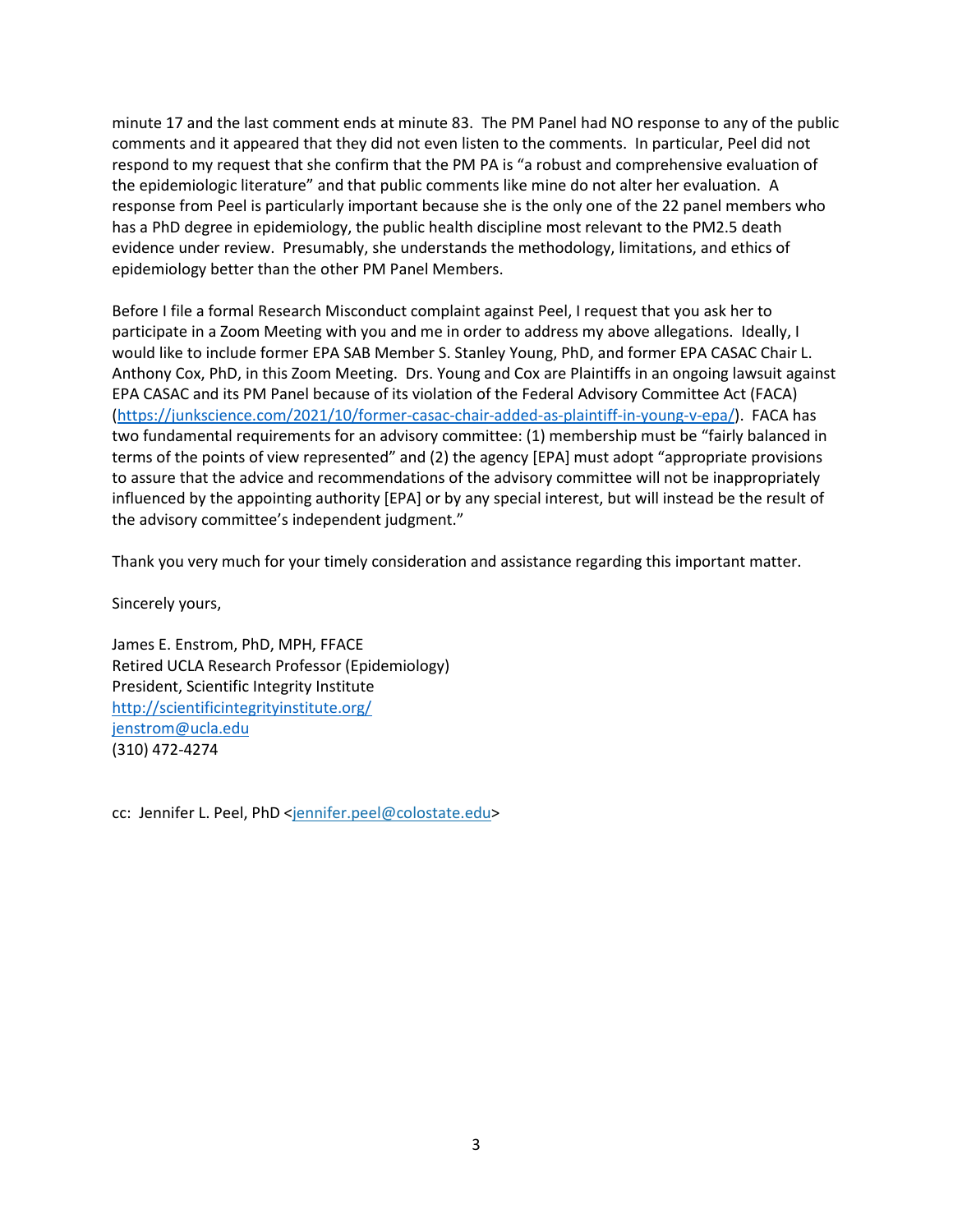minute 17 and the last comment ends at minute 83. The PM Panel had NO response to any of the public comments and it appeared that they did not even listen to the comments. In particular, Peel did not respond to my request that she confirm that the PM PA is "a robust and comprehensive evaluation of the epidemiologic literature" and that public comments like mine do not alter her evaluation. A response from Peel is particularly important because she is the only one of the 22 panel members who has a PhD degree in epidemiology, the public health discipline most relevant to the PM2.5 death evidence under review. Presumably, she understands the methodology, limitations, and ethics of epidemiology better than the other PM Panel Members.

Before I file a formal Research Misconduct complaint against Peel, I request that you ask her to participate in a Zoom Meeting with you and me in order to address my above allegations. Ideally, I would like to include former EPA SAB Member S. Stanley Young, PhD, and former EPA CASAC Chair L. Anthony Cox, PhD, in this Zoom Meeting. Drs. Young and Cox are Plaintiffs in an ongoing lawsuit against EPA CASAC and its PM Panel because of its violation of the Federal Advisory Committee Act (FACA) ([https://junkscience.com/2021/10/former-casac-chair-added-as-plaintiff-in-young-v-epa/](https://junkscience.com/2021/10/former-casac-chair-added-as-plaintiff-in-young-v-epa/)). FACA has two fundamental requirements for an advisory committee: (1) membership must be "fairly balanced in terms of the points of view represented" and (2) the agency [EPA] must adopt "appropriate provisions to assure that the advice and recommendations of the advisory committee will not be inappropriately influenced by the appointing authority [EPA] or by any special interest, but will instead be the result of the advisory committee's independent judgment."

Thank you very much for your timely consideration and assistance regarding this important matter.

Sincerely yours,

James E. Enstrom, PhD, MPH, FFACE
Retired UCLA Research Professor (Epidemiology)
President, Scientific Integrity Institute
[http://scientificintegrityinstitute.org/](http://scientificintegrityinstitute.org/)
[jenstrom@ucla.edu](mailto:jenstrom@ucla.edu)
(310) 472-4274

cc: Jennifer L. Peel, PhD <[jennifer.peel@colostate.edu](mailto:jennifer.peel@colostate.edu)>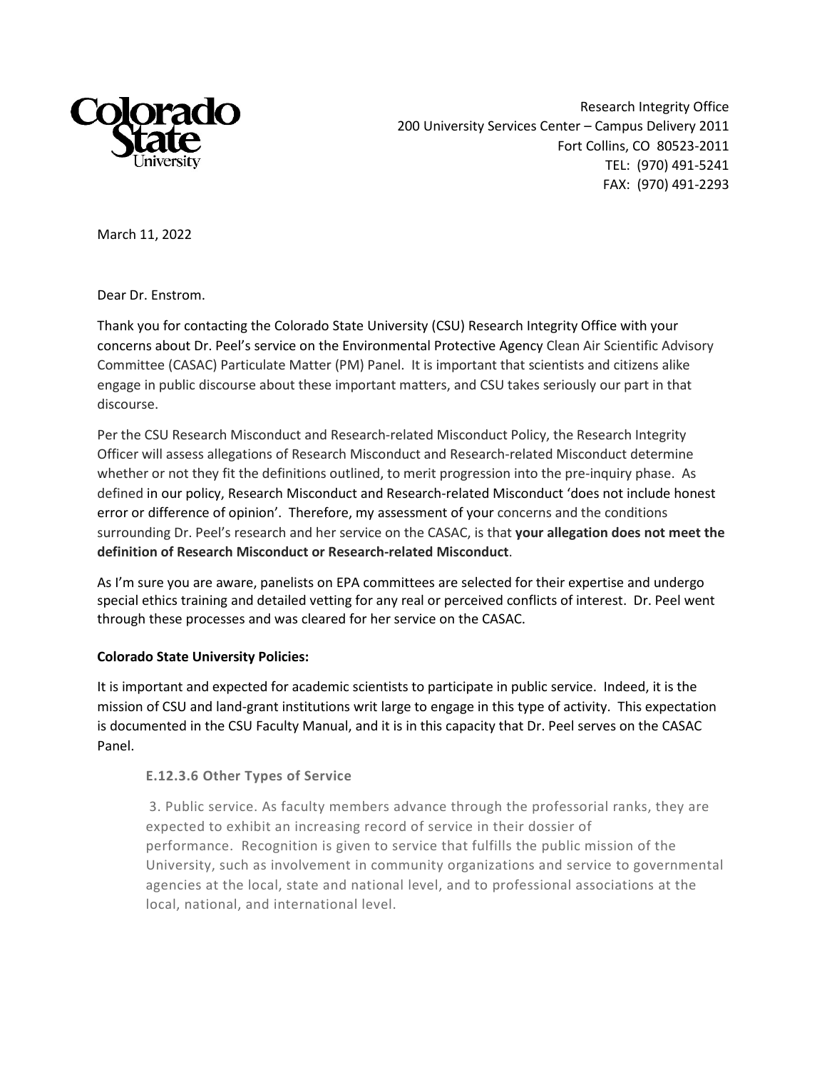Colorado State University

Research Integrity Office
200 University Services Center – Campus Delivery 2011
Fort Collins, CO 80523-2011
TEL: (970) 491-5241
FAX: (970) 491-2293

March 11, 2022

Dear Dr. Enstrom.

Thank you for contacting the Colorado State University (CSU) Research Integrity Office with your concerns about Dr. Peel's service on the Environmental Protective Agency Clean Air Scientific Advisory Committee (CASAC) Particulate Matter (PM) Panel. It is important that scientists and citizens alike engage in public discourse about these important matters, and CSU takes seriously our part in that discourse.

Per the CSU Research Misconduct and Research-related Misconduct Policy, the Research Integrity Officer will assess allegations of Research Misconduct and Research-related Misconduct determine whether or not they fit the definitions outlined, to merit progression into the pre-inquiry phase. As defined in our policy, Research Misconduct and Research-related Misconduct 'does not include honest error or difference of opinion'. Therefore, my assessment of your concerns and the conditions surrounding Dr. Peel's research and her service on the CASAC, is that **your allegation does not meet the definition of Research Misconduct or Research-related Misconduct**.

As I'm sure you are aware, panelists on EPA committees are selected for their expertise and undergo special ethics training and detailed vetting for any real or perceived conflicts of interest. Dr. Peel went through these processes and was cleared for her service on the CASAC.

**Colorado State University Policies:**

It is important and expected for academic scientists to participate in public service. Indeed, it is the mission of CSU and land-grant institutions writ large to engage in this type of activity. This expectation is documented in the CSU Faculty Manual, and it is in this capacity that Dr. Peel serves on the CASAC Panel.

> **E.12.3.6 Other Types of Service**
>
> 3. Public service. As faculty members advance through the professorial ranks, they are expected to exhibit an increasing record of service in their dossier of performance. Recognition is given to service that fulfills the public mission of the University, such as involvement in community organizations and service to governmental agencies at the local, state and national level, and to professional associations at the local, national, and international level.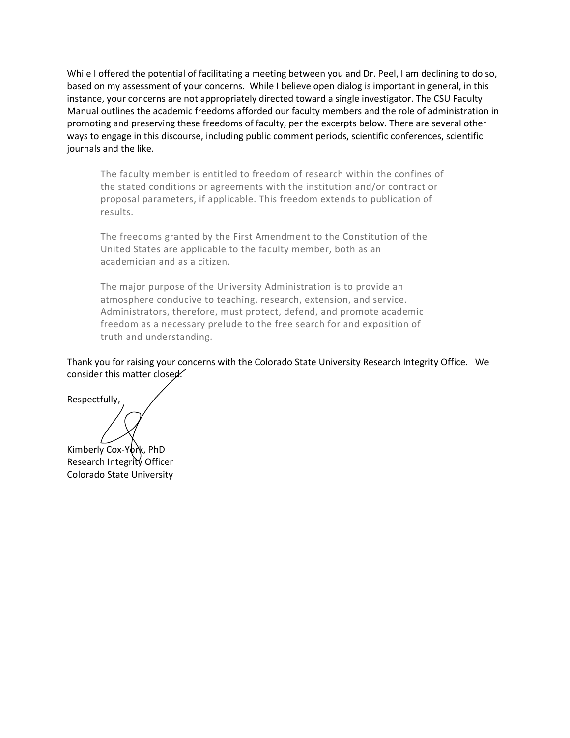While I offered the potential of facilitating a meeting between you and Dr. Peel, I am declining to do so, based on my assessment of your concerns. While I believe open dialog is important in general, in this instance, your concerns are not appropriately directed toward a single investigator. The CSU Faculty Manual outlines the academic freedoms afforded our faculty members and the role of administration in promoting and preserving these freedoms of faculty, per the excerpts below. There are several other ways to engage in this discourse, including public comment periods, scientific conferences, scientific journals and the like.

> The faculty member is entitled to freedom of research within the confines of the stated conditions or agreements with the institution and/or contract or proposal parameters, if applicable. This freedom extends to publication of results.
>
> The freedoms granted by the First Amendment to the Constitution of the United States are applicable to the faculty member, both as an academician and as a citizen.
>
> The major purpose of the University Administration is to provide an atmosphere conducive to teaching, research, extension, and service. Administrators, therefore, must protect, defend, and promote academic freedom as a necessary prelude to the free search for and exposition of truth and understanding.

Thank you for raising your concerns with the Colorado State University Research Integrity Office. We consider this matter closed.

Respectfully,

Kimberly Cox-York, PhD
Research Integrity Officer
Colorado State University